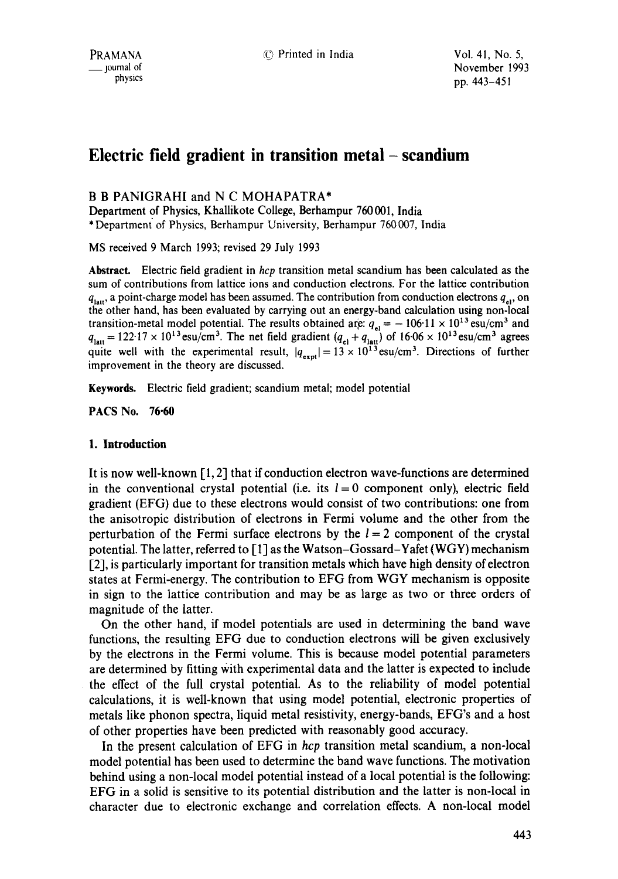# Electric field gradient in transition metal – scandium

B B PANIGRAHI and N C MOHAPATRA*

Department of Physics, Khallikote College, Berhampur 760 001, India

*Department of Physics, Berhampur University, Berhampur 760 007, India

MS received 9 March 1993; revised 29 July 1993

**Abstract.** Electric field gradient in *hcp* transition metal scandium has been calculated as the sum of contributions from lattice ions and conduction electrons. For the lattice contribution $q_{latt}$, a point-charge model has been assumed. The contribution from conduction electrons $q_{el}$, on the other hand, has been evaluated by carrying out an energy-band calculation using non-local transition-metal model potential. The results obtained are: $q_{el} = -106{\cdot}11 \times 10^{13}\,\text{esu/cm}^3$ and $q_{latt} = 122{\cdot}17 \times 10^{13}\,\text{esu/cm}^3$. The net field gradient $(q_{el} + q_{latt})$ of $16{\cdot}06 \times 10^{13}\,\text{esu/cm}^3$ agrees quite well with the experimental result, $|q_{expt}| = 13 \times 10^{13}\,\text{esu/cm}^3$. Directions of further improvement in the theory are discussed.

**Keywords.** Electric field gradient; scandium metal; model potential

**PACS No.** 76·60

## 1. Introduction

It is now well-known [1, 2] that if conduction electron wave-functions are determined in the conventional crystal potential (i.e. its $l = 0$ component only), electric field gradient (EFG) due to these electrons would consist of two contributions: one from the anisotropic distribution of electrons in Fermi volume and the other from the perturbation of the Fermi surface electrons by the $l = 2$ component of the crystal potential. The latter, referred to [1] as the Watson–Gossard–Yafet (WGY) mechanism [2], is particularly important for transition metals which have high density of electron states at Fermi-energy. The contribution to EFG from WGY mechanism is opposite in sign to the lattice contribution and may be as large as two or three orders of magnitude of the latter.

On the other hand, if model potentials are used in determining the band wave functions, the resulting EFG due to conduction electrons will be given exclusively by the electrons in the Fermi volume. This is because model potential parameters are determined by fitting with experimental data and the latter is expected to include the effect of the full crystal potential. As to the reliability of model potential calculations, it is well-known that using model potential, electronic properties of metals like phonon spectra, liquid metal resistivity, energy-bands, EFG's and a host of other properties have been predicted with reasonably good accuracy.

In the present calculation of EFG in *hcp* transition metal scandium, a non-local model potential has been used to determine the band wave functions. The motivation behind using a non-local model potential instead of a local potential is the following: EFG in a solid is sensitive to its potential distribution and the latter is non-local in character due to electronic exchange and correlation effects. A non-local model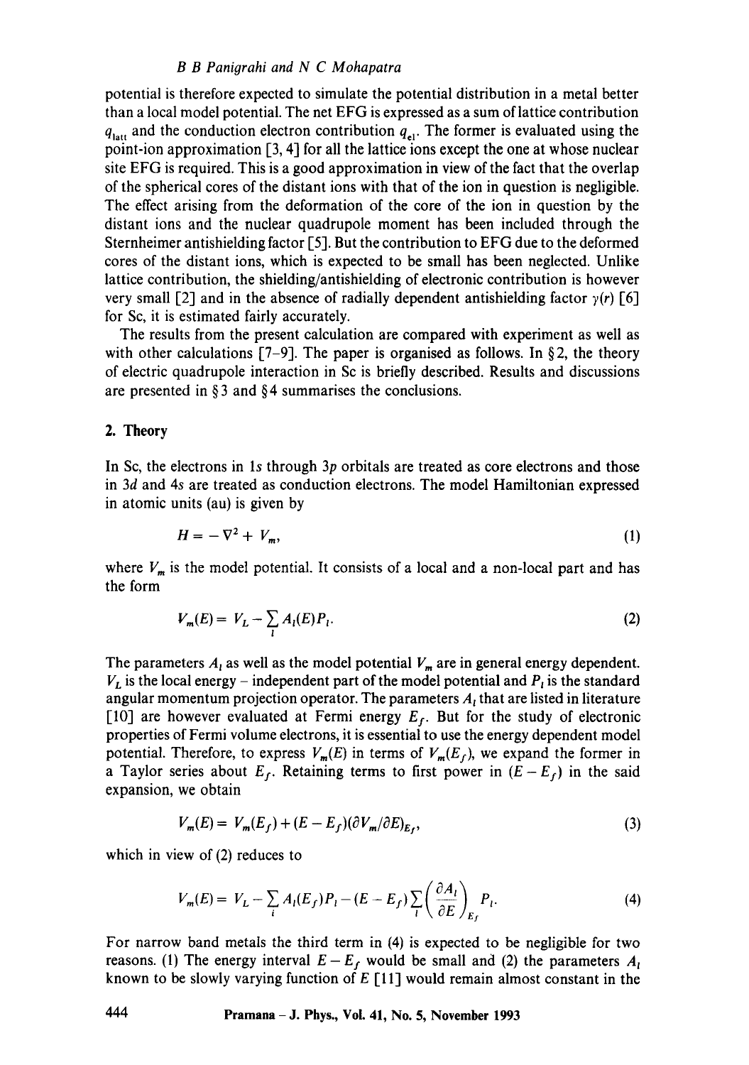potential is therefore expected to simulate the potential distribution in a metal better than a local model potential. The net EFG is expressed as a sum of lattice contribution $q_{latt}$ and the conduction electron contribution $q_{el}$. The former is evaluated using the point-ion approximation [3, 4] for all the lattice ions except the one at whose nuclear site EFG is required. This is a good approximation in view of the fact that the overlap of the spherical cores of the distant ions with that of the ion in question is negligible. The effect arising from the deformation of the core of the ion in question by the distant ions and the nuclear quadrupole moment has been included through the Sternheimer antishielding factor [5]. But the contribution to EFG due to the deformed cores of the distant ions, which is expected to be small has been neglected. Unlike lattice contribution, the shielding/antishielding of electronic contribution is however very small [2] and in the absence of radially dependent antishielding factor $\gamma(r)$ [6] for Sc, it is estimated fairly accurately.

The results from the present calculation are compared with experiment as well as with other calculations [7–9]. The paper is organised as follows. In § 2, the theory of electric quadrupole interaction in Sc is briefly described. Results and discussions are presented in § 3 and § 4 summarises the conclusions.

## 2. Theory

In Sc, the electrons in 1s through 3p orbitals are treated as core electrons and those in 3d and 4s are treated as conduction electrons. The model Hamiltonian expressed in atomic units (au) is given by

$$H = -\nabla^2 + V_m, \tag{1}$$

where $V_m$ is the model potential. It consists of a local and a non-local part and has the form

$$V_m(E) = V_L - \sum_l A_l(E) P_l. \tag{2}$$

The parameters $A_l$ as well as the model potential $V_m$ are in general energy dependent. $V_L$ is the local energy – independent part of the model potential and $P_l$ is the standard angular momentum projection operator. The parameters $A_l$ that are listed in literature [10] are however evaluated at Fermi energy $E_f$. But for the study of electronic properties of Fermi volume electrons, it is essential to use the energy dependent model potential. Therefore, to express $V_m(E)$ in terms of $V_m(E_f)$, we expand the former in a Taylor series about $E_f$. Retaining terms to first power in $(E - E_f)$ in the said expansion, we obtain

$$V_m(E) = V_m(E_f) + (E - E_f)(\partial V_m / \partial E)_{E_f}, \tag{3}$$

which in view of (2) reduces to

$$V_m(E) = V_L - \sum_l A_l(E_f) P_l - (E - E_f) \sum_l \left( \frac{\partial A_l}{\partial E} \right)_{E_f} P_l. \tag{4}$$

For narrow band metals the third term in (4) is expected to be negligible for two reasons. (1) The energy interval $E - E_f$ would be small and (2) the parameters $A_l$ known to be slowly varying function of $E$ [11] would remain almost constant in the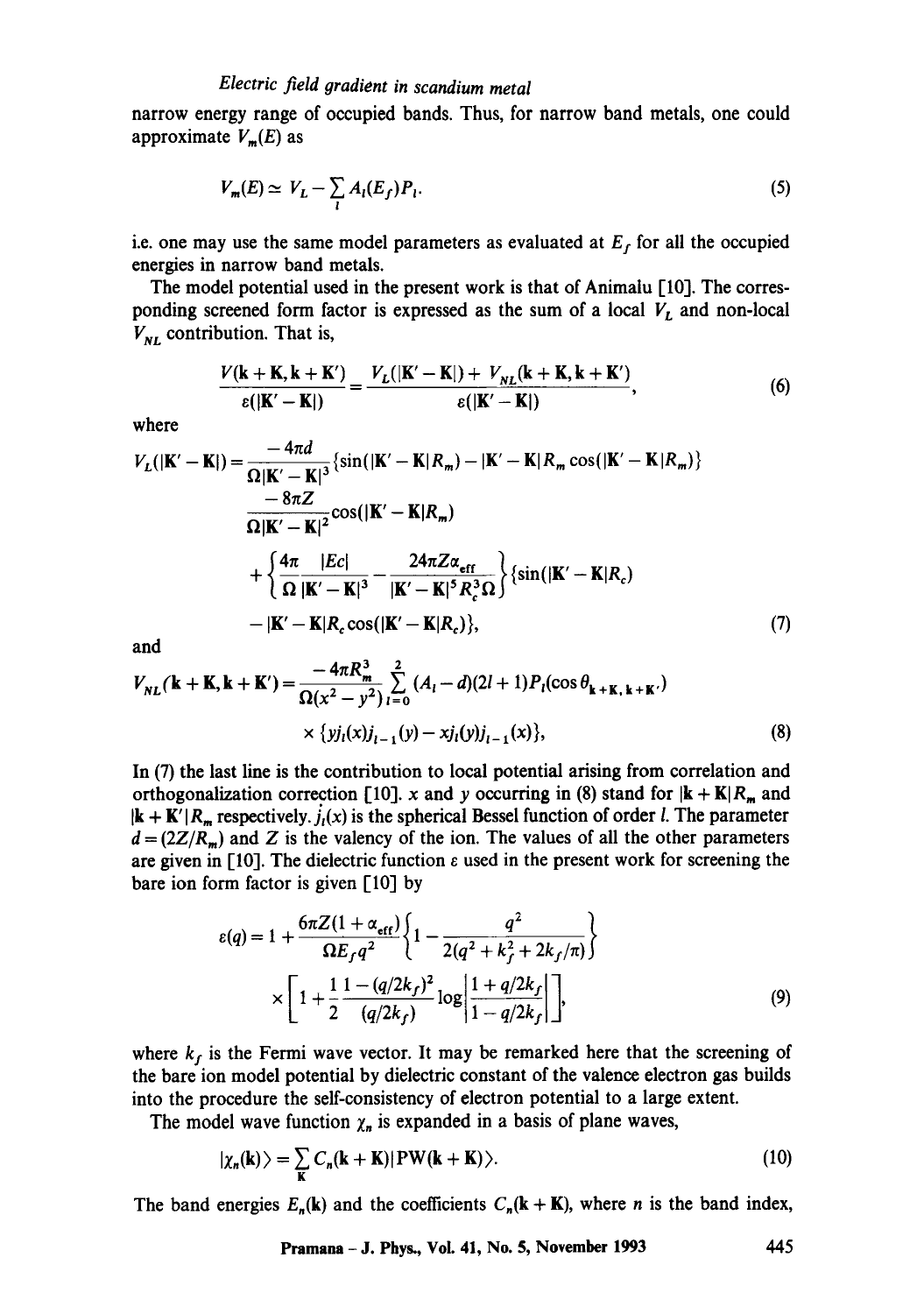narrow energy range of occupied bands. Thus, for narrow band metals, one could approximate $V_m(E)$ as

$$V_m(E) \simeq V_L - \sum_l A_l(E_f) P_l. \tag{5}$$

i.e. one may use the same model parameters as evaluated at $E_f$ for all the occupied energies in narrow band metals.

The model potential used in the present work is that of Animalu [10]. The corresponding screened form factor is expressed as the sum of a local $V_L$ and non-local $V_{NL}$ contribution. That is,

$$\frac{V(\mathbf{k}+\mathbf{K},\mathbf{k}+\mathbf{K}')}{\varepsilon(|\mathbf{K}'-\mathbf{K}|)} = \frac{V_L(|\mathbf{K}'-\mathbf{K}|) + V_{NL}(\mathbf{k}+\mathbf{K},\mathbf{k}+\mathbf{K}')}{\varepsilon(|\mathbf{K}'-\mathbf{K}|)}, \tag{6}$$

where

$$\begin{aligned}
V_L(|\mathbf{K}'-\mathbf{K}|) = & \frac{-4\pi d}{\Omega|\mathbf{K}'-\mathbf{K}|^3}\{\sin(|\mathbf{K}'-\mathbf{K}|R_m) - |\mathbf{K}'-\mathbf{K}|R_m\cos(|\mathbf{K}'-\mathbf{K}|R_m)\} \\
& \frac{-8\pi Z}{\Omega|\mathbf{K}'-\mathbf{K}|^2}\cos(|\mathbf{K}'-\mathbf{K}|R_m) \\
& + \left\{\frac{4\pi}{\Omega}\frac{|Ec|}{|\mathbf{K}'-\mathbf{K}|^3} - \frac{24\pi Z\alpha_{\text{eff}}}{|\mathbf{K}'-\mathbf{K}|^5 R_c^3 \Omega}\right\}\{\sin(|\mathbf{K}'-\mathbf{K}|R_c) \\
& - |\mathbf{K}'-\mathbf{K}|R_c\cos(|\mathbf{K}'-\mathbf{K}|R_c)\},
\end{aligned} \tag{7}$$

and

$$\begin{aligned}
V_{NL}(\mathbf{k}+\mathbf{K},\mathbf{k}+\mathbf{K}') = & \frac{-4\pi R_m^3}{\Omega(x^2-y^2)}\sum_{l=0}^{2}(A_l - d)(2l+1)P_l(\cos\theta_{\mathbf{k}+\mathbf{K},\mathbf{k}+\mathbf{K}'}) \\
& \times \{y j_l(x) j_{l-1}(y) - x j_l(y) j_{l-1}(x)\},
\end{aligned} \tag{8}$$

In (7) the last line is the contribution to local potential arising from correlation and orthogonalization correction [10]. $x$ and $y$ occurring in (8) stand for $|\mathbf{k}+\mathbf{K}|R_m$ and $|\mathbf{k}+\mathbf{K}'|R_m$ respectively. $j_l(x)$ is the spherical Bessel function of order $l$. The parameter $d = (2Z/R_m)$ and $Z$ is the valency of the ion. The values of all the other parameters are given in [10]. The dielectric function $\varepsilon$ used in the present work for screening the bare ion form factor is given [10] by

$$\begin{aligned}
\varepsilon(q) = 1 + & \frac{6\pi Z(1+\alpha_{\text{eff}})}{\Omega E_f q^2}\left\{1 - \frac{q^2}{2(q^2 + k_f^2 + 2k_f/\pi)}\right\} \\
& \times \left[1 + \frac{1}{2}\frac{1-(q/2k_f)^2}{(q/2k_f)}\log\left|\frac{1+q/2k_f}{1-q/2k_f}\right|\right],
\end{aligned} \tag{9}$$

where $k_f$ is the Fermi wave vector. It may be remarked here that the screening of the bare ion model potential by dielectric constant of the valence electron gas builds into the procedure the self-consistency of electron potential to a large extent.

The model wave function $\chi_n$ is expanded in a basis of plane waves,

$$|\chi_n(\mathbf{k})\rangle = \sum_{\mathbf{K}} C_n(\mathbf{k}+\mathbf{K})|\text{PW}(\mathbf{k}+\mathbf{K})\rangle. \tag{10}$$

The band energies $E_n(\mathbf{k})$ and the coefficients $C_n(\mathbf{k}+\mathbf{K})$, where $n$ is the band index,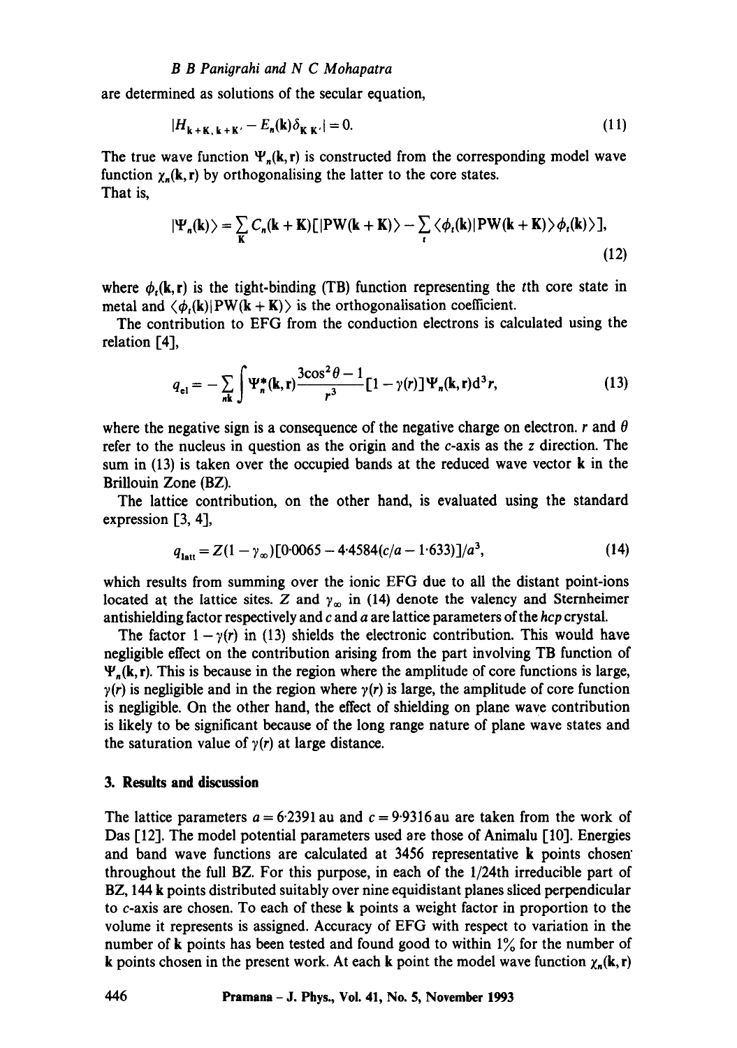are determined as solutions of the secular equation,

$$|H_{\mathbf{k}+\mathbf{K},\mathbf{k}+\mathbf{K}'} - E_n(\mathbf{k})\delta_{\mathbf{K}\mathbf{K}'}| = 0. \tag{11}$$

The true wave function $\Psi_n(\mathbf{k}, \mathbf{r})$ is constructed from the corresponding model wave function $\chi_n(\mathbf{k}, \mathbf{r})$ by orthogonalising the latter to the core states.
That is,

$$|\Psi_n(\mathbf{k})\rangle = \sum_{\mathbf{K}} C_n(\mathbf{k}+\mathbf{K})[|\mathrm{PW}(\mathbf{k}+\mathbf{K})\rangle - \sum_t \langle\phi_t(\mathbf{k})|\mathrm{PW}(\mathbf{k}+\mathbf{K})\rangle\phi_t(\mathbf{k})\rangle], \tag{12}$$

where $\phi_t(\mathbf{k}, \mathbf{r})$ is the tight-binding (TB) function representing the $t$th core state in metal and $\langle\phi_t(\mathbf{k})|\mathrm{PW}(\mathbf{k}+\mathbf{K})\rangle$ is the orthogonalisation coefficient.

The contribution to EFG from the conduction electrons is calculated using the relation [4],

$$q_{\mathrm{el}} = -\sum_{n\mathbf{k}} \int \Psi_n^*(\mathbf{k}, \mathbf{r}) \frac{3\cos^2\theta - 1}{r^3}[1 - \gamma(r)]\Psi_n(\mathbf{k}, \mathbf{r})\mathrm{d}^3 r, \tag{13}$$

where the negative sign is a consequence of the negative charge on electron. $r$ and $\theta$ refer to the nucleus in question as the origin and the $c$-axis as the $z$ direction. The sum in (13) is taken over the occupied bands at the reduced wave vector $\mathbf{k}$ in the Brillouin Zone (BZ).

The lattice contribution, on the other hand, is evaluated using the standard expression [3, 4],

$$q_{\mathrm{latt}} = Z(1 - \gamma_\infty)[0{\cdot}0065 - 4{\cdot}4584(c/a - 1{\cdot}633)]/a^3, \tag{14}$$

which results from summing over the ionic EFG due to all the distant point-ions located at the lattice sites. $Z$ and $\gamma_\infty$ in (14) denote the valency and Sternheimer antishielding factor respectively and $c$ and $a$ are lattice parameters of the *hcp* crystal.

The factor $1 - \gamma(r)$ in (13) shields the electronic contribution. This would have negligible effect on the contribution arising from the part involving TB function of $\Psi_n(\mathbf{k}, \mathbf{r})$. This is because in the region where the amplitude of core functions is large, $\gamma(r)$ is negligible and in the region where $\gamma(r)$ is large, the amplitude of core function is negligible. On the other hand, the effect of shielding on plane wave contribution is likely to be significant because of the long range nature of plane wave states and the saturation value of $\gamma(r)$ at large distance.

## 3. Results and discussion

The lattice parameters $a = 6{\cdot}2391$ au and $c = 9{\cdot}9316$ au are taken from the work of Das [12]. The model potential parameters used are those of Animalu [10]. Energies and band wave functions are calculated at 3456 representative $\mathbf{k}$ points chosen throughout the full BZ. For this purpose, in each of the 1/24th irreducible part of BZ, 144 $\mathbf{k}$ points distributed suitably over nine equidistant planes sliced perpendicular to $c$-axis are chosen. To each of these $\mathbf{k}$ points a weight factor in proportion to the volume it represents is assigned. Accuracy of EFG with respect to variation in the number of $\mathbf{k}$ points has been tested and found good to within 1% for the number of $\mathbf{k}$ points chosen in the present work. At each $\mathbf{k}$ point the model wave function $\chi_n(\mathbf{k}, \mathbf{r})$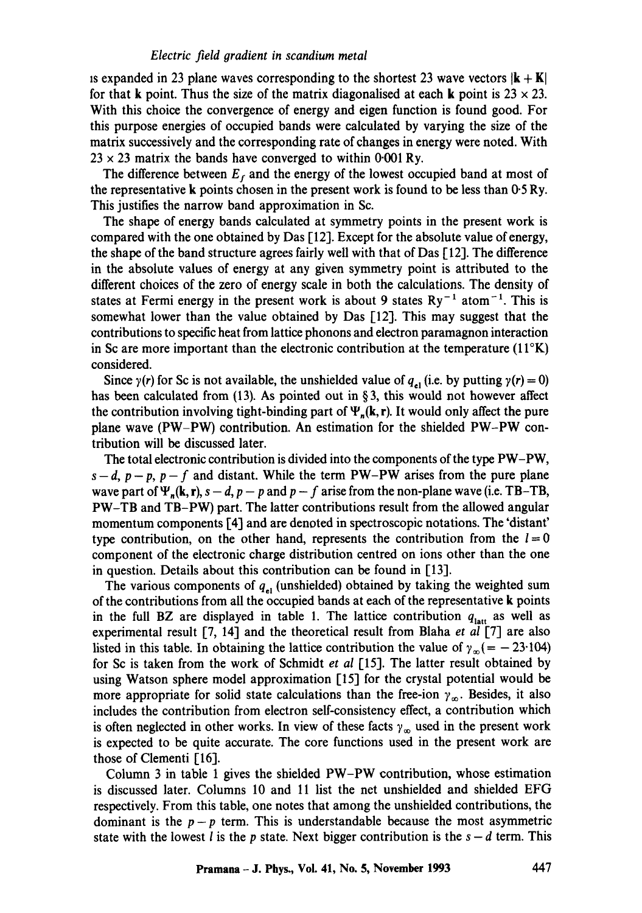is expanded in 23 plane waves corresponding to the shortest 23 wave vectors $|\mathbf{k}+\mathbf{K}|$ for that $\mathbf{k}$ point. Thus the size of the matrix diagonalised at each $\mathbf{k}$ point is $23 \times 23$. With this choice the convergence of energy and eigen function is found good. For this purpose energies of occupied bands were calculated by varying the size of the matrix successively and the corresponding rate of changes in energy were noted. With $23 \times 23$ matrix the bands have converged to within 0·001 Ry.

The difference between $E_f$ and the energy of the lowest occupied band at most of the representative $\mathbf{k}$ points chosen in the present work is found to be less than 0·5 Ry. This justifies the narrow band approximation in Sc.

The shape of energy bands calculated at symmetry points in the present work is compared with the one obtained by Das [12]. Except for the absolute value of energy, the shape of the band structure agrees fairly well with that of Das [12]. The difference in the absolute values of energy at any given symmetry point is attributed to the different choices of the zero of energy scale in both the calculations. The density of states at Fermi energy in the present work is about 9 states $\mathrm{Ry}^{-1}$ $\mathrm{atom}^{-1}$. This is somewhat lower than the value obtained by Das [12]. This may suggest that the contributions to specific heat from lattice phonons and electron paramagnon interaction in Sc are more important than the electronic contribution at the temperature (11°K) considered.

Since $\gamma(r)$ for Sc is not available, the unshielded value of $q_{el}$ (i.e. by putting $\gamma(r) = 0$) has been calculated from (13). As pointed out in § 3, this would not however affect the contribution involving tight-binding part of $\Psi_n(\mathbf{k}, \mathbf{r})$. It would only affect the pure plane wave (PW–PW) contribution. An estimation for the shielded PW–PW contribution will be discussed later.

The total electronic contribution is divided into the components of the type PW–PW, $s-d$, $p-p$, $p-f$ and distant. While the term PW–PW arises from the pure plane wave part of $\Psi_n(\mathbf{k}, \mathbf{r})$, $s-d$, $p-p$ and $p-f$ arise from the non-plane wave (i.e. TB–TB, PW–TB and TB–PW) part. The latter contributions result from the allowed angular momentum components [4] and are denoted in spectroscopic notations. The 'distant' type contribution, on the other hand, represents the contribution from the $l = 0$ component of the electronic charge distribution centred on ions other than the one in question. Details about this contribution can be found in [13].

The various components of $q_{el}$ (unshielded) obtained by taking the weighted sum of the contributions from all the occupied bands at each of the representative $\mathbf{k}$ points in the full BZ are displayed in table 1. The lattice contribution $q_{latt}$ as well as experimental result [7, 14] and the theoretical result from Blaha *et al* [7] are also listed in this table. In obtaining the lattice contribution the value of $\gamma_\infty (= -23{\cdot}104)$ for Sc is taken from the work of Schmidt *et al* [15]. The latter result obtained by using Watson sphere model approximation [15] for the crystal potential would be more appropriate for solid state calculations than the free-ion $\gamma_\infty$. Besides, it also includes the contribution from electron self-consistency effect, a contribution which is often neglected in other works. In view of these facts $\gamma_\infty$ used in the present work is expected to be quite accurate. The core functions used in the present work are those of Clementi [16].

Column 3 in table 1 gives the shielded PW–PW contribution, whose estimation is discussed later. Columns 10 and 11 list the net unshielded and shielded EFG respectively. From this table, one notes that among the unshielded contributions, the dominant is the $p-p$ term. This is understandable because the most asymmetric state with the lowest $l$ is the $p$ state. Next bigger contribution is the $s-d$ term. This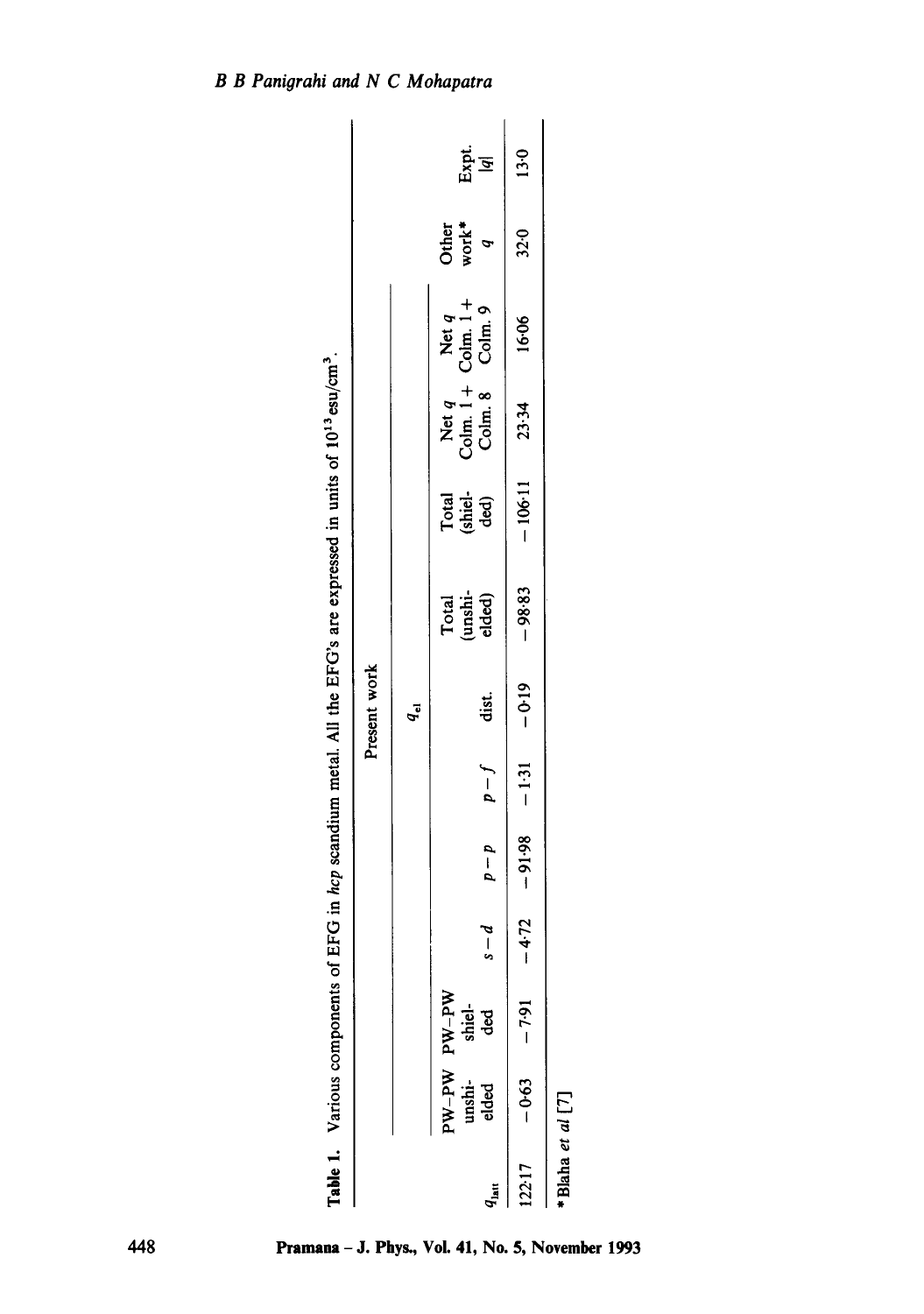**Table 1.** Various components of EFG in *hcp* scandium metal. All the EFG's are expressed in units of $10^{13}$ esu/cm$^3$.

| | Present work | | | | | | | | | | Other work* | Expt. |
|---|---|---|---|---|---|---|---|---|---|---|---|---|
| | | | $q_{el}$ | | | | | | | | | |
| $q_{latt}$ | PW–PW unshielded | PW–PW shielded | $s-d$ | $p-p$ | $p-f$ | dist. | Total (unshielded) | Total (shielded) | Net $q$ Colm. 1 + Colm. 8 | Net $q$ Colm. 1 + Colm. 9 | $q$ | $\|q\|$ |
| 122·17 | −0·63 | −7·91 | −4·72 | −91·98 | −1·31 | −0·19 | −98·83 | −106·11 | 23·34 | 16·06 | 32·0 | 13·0 |

*Blaha *et al* [7]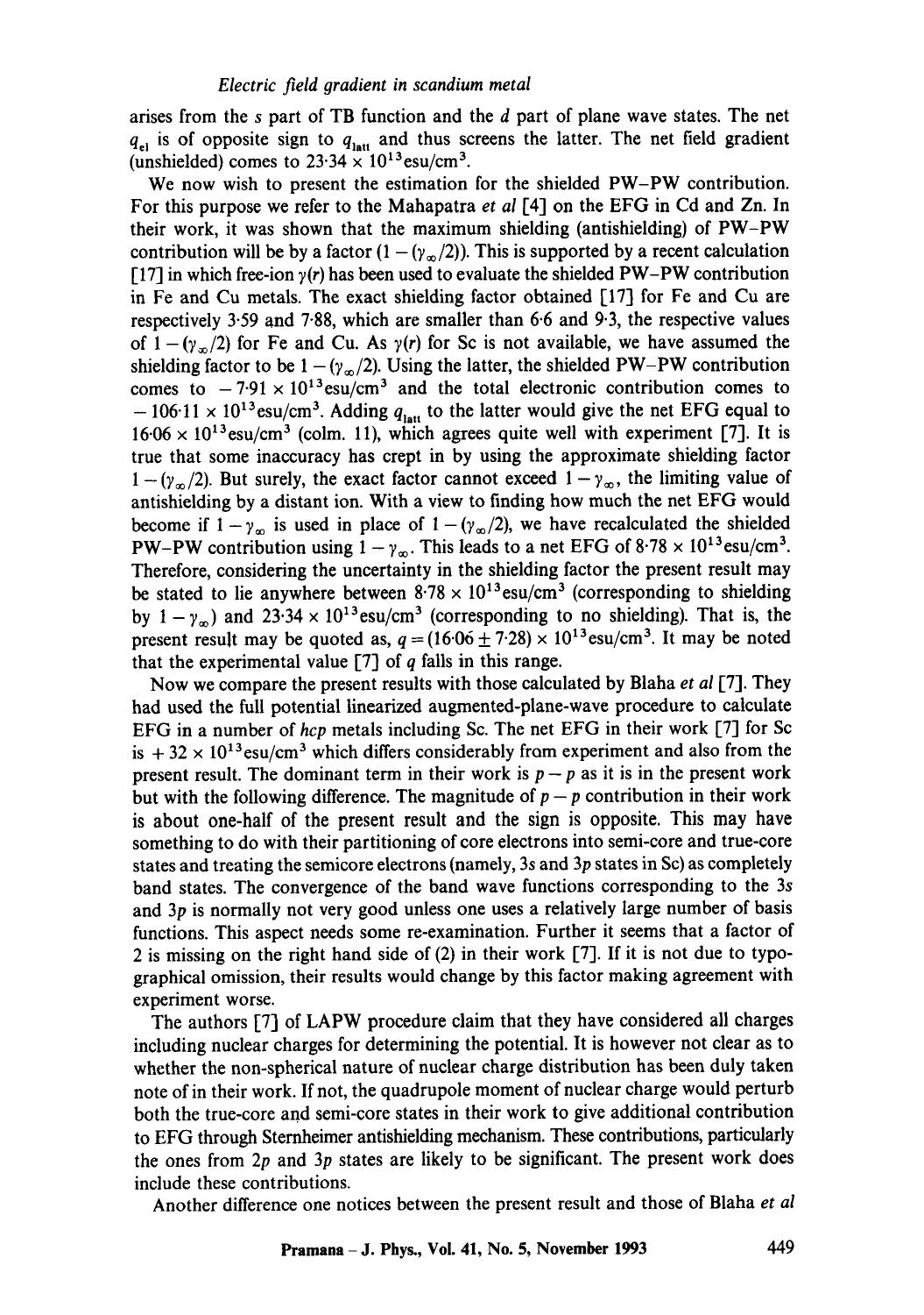arises from the *s* part of TB function and the *d* part of plane wave states. The net $q_{el}$ is of opposite sign to $q_{latt}$ and thus screens the latter. The net field gradient (unshielded) comes to $23{\cdot}34 \times 10^{13}\,\mathrm{esu/cm^3}$.

We now wish to present the estimation for the shielded PW–PW contribution. For this purpose we refer to the Mahapatra *et al* [4] on the EFG in Cd and Zn. In their work, it was shown that the maximum shielding (antishielding) of PW–PW contribution will be by a factor $(1-(\gamma_\infty/2))$. This is supported by a recent calculation [17] in which free-ion $\gamma(r)$ has been used to evaluate the shielded PW–PW contribution in Fe and Cu metals. The exact shielding factor obtained [17] for Fe and Cu are respectively 3·59 and 7·88, which are smaller than 6·6 and 9·3, the respective values of $1-(\gamma_\infty/2)$ for Fe and Cu. As $\gamma(r)$ for Sc is not available, we have assumed the shielding factor to be $1-(\gamma_\infty/2)$. Using the latter, the shielded PW–PW contribution comes to $-7{\cdot}91 \times 10^{13}\,\mathrm{esu/cm^3}$ and the total electronic contribution comes to $-106{\cdot}11 \times 10^{13}\,\mathrm{esu/cm^3}$. Adding $q_{latt}$ to the latter would give the net EFG equal to $16{\cdot}06 \times 10^{13}\,\mathrm{esu/cm^3}$ (colm. 11), which agrees quite well with experiment [7]. It is true that some inaccuracy has crept in by using the approximate shielding factor $1-(\gamma_\infty/2)$. But surely, the exact factor cannot exceed $1-\gamma_\infty$, the limiting value of antishielding by a distant ion. With a view to finding how much the net EFG would become if $1-\gamma_\infty$ is used in place of $1-(\gamma_\infty/2)$, we have recalculated the shielded PW–PW contribution using $1-\gamma_\infty$. This leads to a net EFG of $8{\cdot}78 \times 10^{13}\,\mathrm{esu/cm^3}$. Therefore, considering the uncertainty in the shielding factor the present result may be stated to lie anywhere between $8{\cdot}78 \times 10^{13}\,\mathrm{esu/cm^3}$ (corresponding to shielding by $1-\gamma_\infty$) and $23{\cdot}34 \times 10^{13}\,\mathrm{esu/cm^3}$ (corresponding to no shielding). That is, the present result may be quoted as, $q = (16{\cdot}06 \pm 7{\cdot}28) \times 10^{13}\,\mathrm{esu/cm^3}$. It may be noted that the experimental value [7] of $q$ falls in this range.

Now we compare the present results with those calculated by Blaha *et al* [7]. They had used the full potential linearized augmented-plane-wave procedure to calculate EFG in a number of *hcp* metals including Sc. The net EFG in their work [7] for Sc is $+32 \times 10^{13}\,\mathrm{esu/cm^3}$ which differs considerably from experiment and also from the present result. The dominant term in their work is $p-p$ as it is in the present work but with the following difference. The magnitude of $p-p$ contribution in their work is about one-half of the present result and the sign is opposite. This may have something to do with their partitioning of core electrons into semi-core and true-core states and treating the semicore electrons (namely, 3*s* and 3*p* states in Sc) as completely band states. The convergence of the band wave functions corresponding to the 3*s* and 3*p* is normally not very good unless one uses a relatively large number of basis functions. This aspect needs some re-examination. Further it seems that a factor of 2 is missing on the right hand side of (2) in their work [7]. If it is not due to typographical omission, their results would change by this factor making agreement with experiment worse.

The authors [7] of LAPW procedure claim that they have considered all charges including nuclear charges for determining the potential. It is however not clear as to whether the non-spherical nature of nuclear charge distribution has been duly taken note of in their work. If not, the quadrupole moment of nuclear charge would perturb both the true-core and semi-core states in their work to give additional contribution to EFG through Sternheimer antishielding mechanism. These contributions, particularly the ones from 2*p* and 3*p* states are likely to be significant. The present work does include these contributions.

Another difference one notices between the present result and those of Blaha *et al*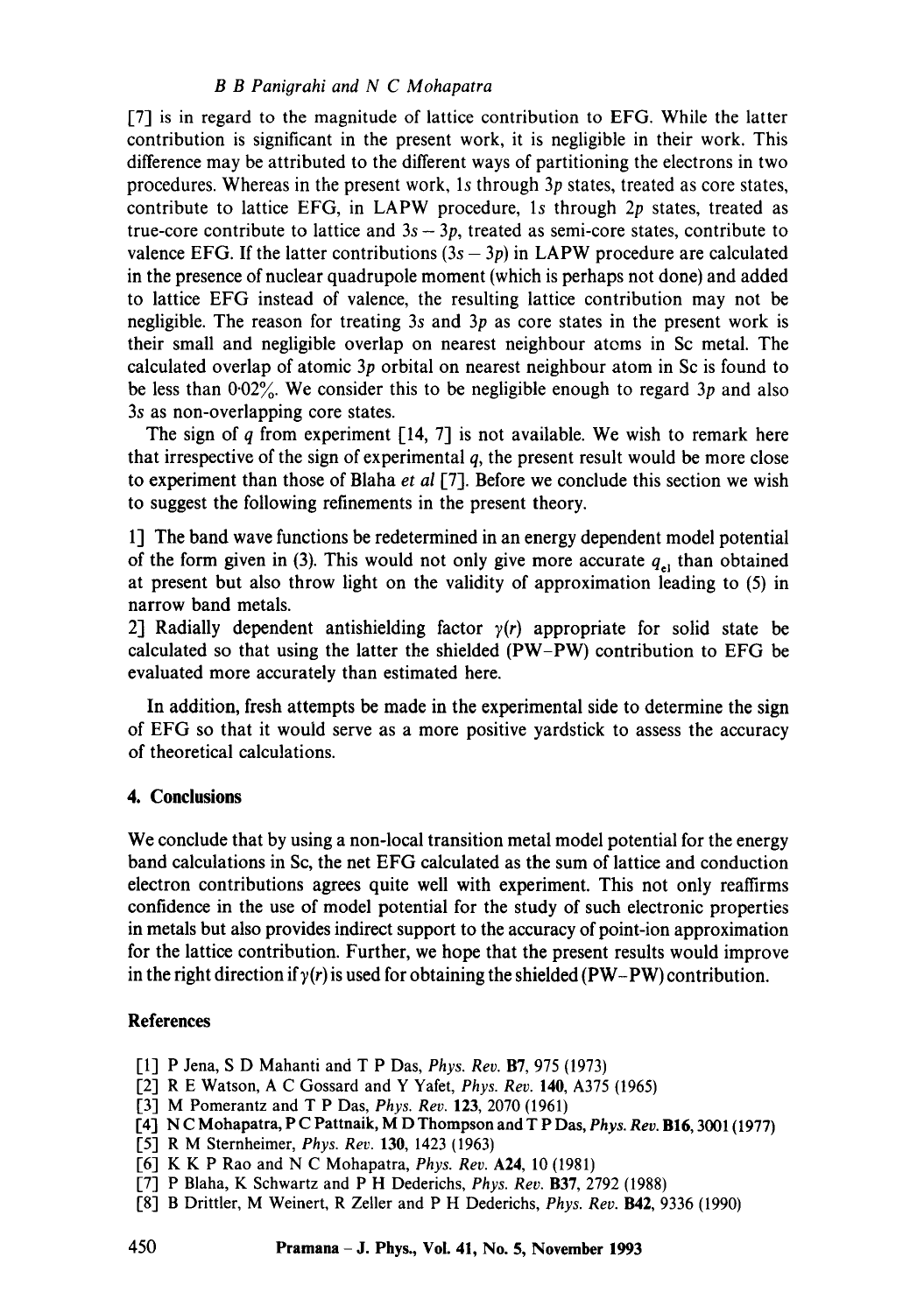[7] is in regard to the magnitude of lattice contribution to EFG. While the latter contribution is significant in the present work, it is negligible in their work. This difference may be attributed to the different ways of partitioning the electrons in two procedures. Whereas in the present work, 1*s* through 3*p* states, treated as core states, contribute to lattice EFG, in LAPW procedure, 1*s* through 2*p* states, treated as true-core contribute to lattice and $3s-3p$, treated as semi-core states, contribute to valence EFG. If the latter contributions $(3s-3p)$ in LAPW procedure are calculated in the presence of nuclear quadrupole moment (which is perhaps not done) and added to lattice EFG instead of valence, the resulting lattice contribution may not be negligible. The reason for treating 3*s* and 3*p* as core states in the present work is their small and negligible overlap on nearest neighbour atoms in Sc metal. The calculated overlap of atomic 3*p* orbital on nearest neighbour atom in Sc is found to be less than 0·02%. We consider this to be negligible enough to regard 3*p* and also 3*s* as non-overlapping core states.

The sign of $q$ from experiment [14, 7] is not available. We wish to remark here that irrespective of the sign of experimental $q$, the present result would be more close to experiment than those of Blaha *et al* [7]. Before we conclude this section we wish to suggest the following refinements in the present theory.

1] The band wave functions be redetermined in an energy dependent model potential of the form given in (3). This would not only give more accurate $q_{el}$ than obtained at present but also throw light on the validity of approximation leading to (5) in narrow band metals.
2] Radially dependent antishielding factor $\gamma(r)$ appropriate for solid state be calculated so that using the latter the shielded (PW–PW) contribution to EFG be evaluated more accurately than estimated here.

In addition, fresh attempts be made in the experimental side to determine the sign of EFG so that it would serve as a more positive yardstick to assess the accuracy of theoretical calculations.

## 4. Conclusions

We conclude that by using a non-local transition metal model potential for the energy band calculations in Sc, the net EFG calculated as the sum of lattice and conduction electron contributions agrees quite well with experiment. This not only reaffirms confidence in the use of model potential for the study of such electronic properties in metals but also provides indirect support to the accuracy of point-ion approximation for the lattice contribution. Further, we hope that the present results would improve in the right direction if $\gamma(r)$ is used for obtaining the shielded (PW–PW) contribution.

## References

[1] P Jena, S D Mahanti and T P Das, *Phys. Rev.* **B7**, 975 (1973)
[2] R E Watson, A C Gossard and Y Yafet, *Phys. Rev.* **140**, A375 (1965)
[3] M Pomerantz and T P Das, *Phys. Rev.* **123**, 2070 (1961)
[4] N C Mohapatra, P C Pattnaik, M D Thompson and T P Das, *Phys. Rev.* **B16**, 3001 (1977)
[5] R M Sternheimer, *Phys. Rev.* **130**, 1423 (1963)
[6] K K P Rao and N C Mohapatra, *Phys. Rev.* **A24**, 10 (1981)
[7] P Blaha, K Schwartz and P H Dederichs, *Phys. Rev.* **B37**, 2792 (1988)
[8] B Drittler, M Weinert, R Zeller and P H Dederichs, *Phys. Rev.* **B42**, 9336 (1990)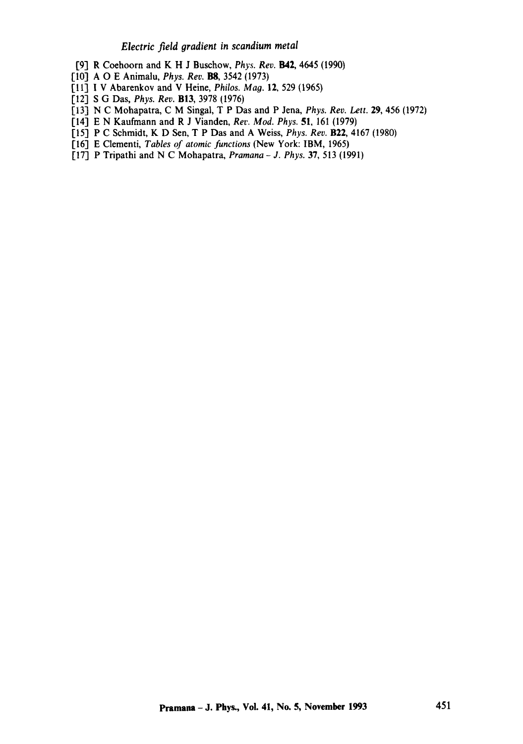[9] R Coehoorn and K H J Buschow, *Phys. Rev.* **B42**, 4645 (1990)
[10] A O E Animalu, *Phys. Rev.* **B8**, 3542 (1973)
[11] I V Abarenkov and V Heine, *Philos. Mag.* **12**, 529 (1965)
[12] S G Das, *Phys. Rev.* **B13**, 3978 (1976)
[13] N C Mohapatra, C M Singal, T P Das and P Jena, *Phys. Rev. Lett.* **29**, 456 (1972)
[14] E N Kaufmann and R J Vianden, *Rev. Mod. Phys.* **51**, 161 (1979)
[15] P C Schmidt, K D Sen, T P Das and A Weiss, *Phys. Rev.* **B22**, 4167 (1980)
[16] E Clementi, *Tables of atomic functions* (New York: IBM, 1965)
[17] P Tripathi and N C Mohapatra, *Pramana – J. Phys.* **37**, 513 (1991)